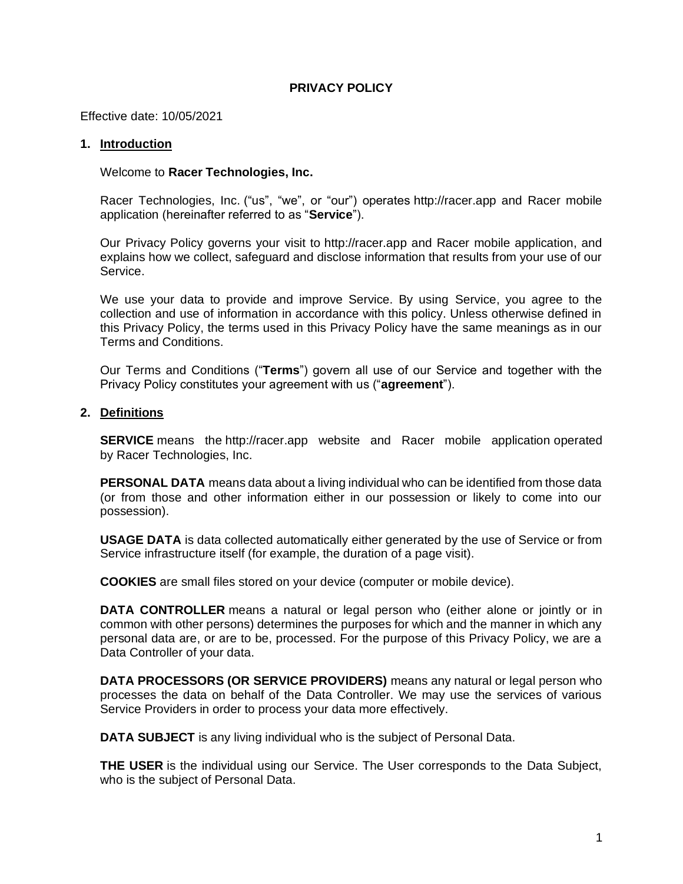# PRIVACY POLICY

Effective date: 10/05/2021

## 1. Introduction

Welcome to **Racer Technologies, Inc.**

Racer Technologies, Inc. ("us", "we", or "our") operates http://racer.app and Racer mobile application (hereinafter referred to as "**Service**").

Our Privacy Policy governs your visit to http://racer.app and Racer mobile application, and explains how we collect, safeguard and disclose information that results from your use of our Service.

We use your data to provide and improve Service. By using Service, you agree to the collection and use of information in accordance with this policy. Unless otherwise defined in this Privacy Policy, the terms used in this Privacy Policy have the same meanings as in our Terms and Conditions.

Our Terms and Conditions ("**Terms**") govern all use of our Service and together with the Privacy Policy constitutes your agreement with us ("**agreement**").

## 2. Definitions

**SERVICE** means the http://racer.app website and Racer mobile application operated by Racer Technologies, Inc.

**PERSONAL DATA** means data about a living individual who can be identified from those data (or from those and other information either in our possession or likely to come into our possession).

**USAGE DATA** is data collected automatically either generated by the use of Service or from Service infrastructure itself (for example, the duration of a page visit).

**COOKIES** are small files stored on your device (computer or mobile device).

**DATA CONTROLLER** means a natural or legal person who (either alone or jointly or in common with other persons) determines the purposes for which and the manner in which any personal data are, or are to be, processed. For the purpose of this Privacy Policy, we are a Data Controller of your data.

**DATA PROCESSORS (OR SERVICE PROVIDERS)** means any natural or legal person who processes the data on behalf of the Data Controller. We may use the services of various Service Providers in order to process your data more effectively.

**DATA SUBJECT** is any living individual who is the subject of Personal Data.

**THE USER** is the individual using our Service. The User corresponds to the Data Subject, who is the subject of Personal Data.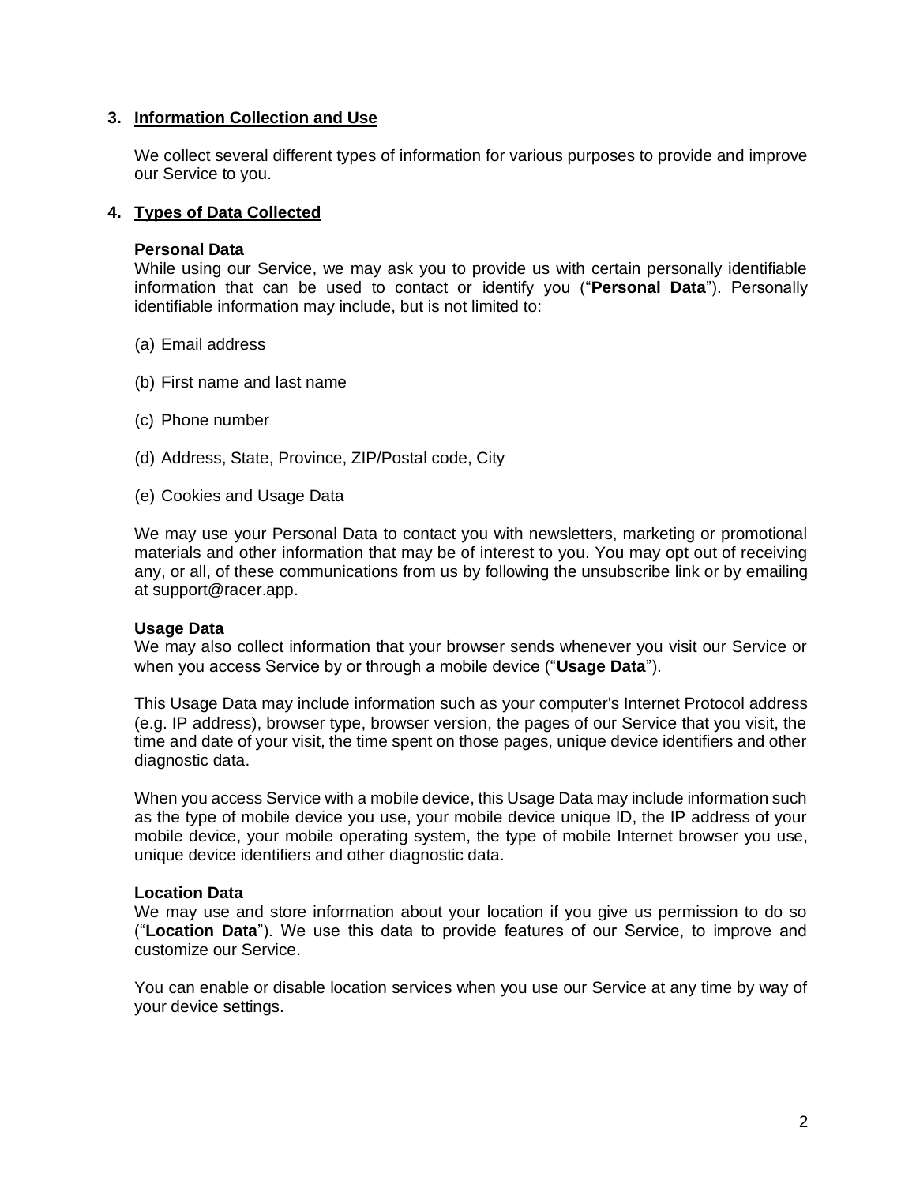## 3. Information Collection and Use

We collect several different types of information for various purposes to provide and improve our Service to you.

## 4. Types of Data Collected

**Personal Data**

While using our Service, we may ask you to provide us with certain personally identifiable information that can be used to contact or identify you ("**Personal Data**"). Personally identifiable information may include, but is not limited to:

(a) Email address

(b) First name and last name

(c) Phone number

(d) Address, State, Province, ZIP/Postal code, City

(e) Cookies and Usage Data

We may use your Personal Data to contact you with newsletters, marketing or promotional materials and other information that may be of interest to you. You may opt out of receiving any, or all, of these communications from us by following the unsubscribe link or by emailing at support@racer.app.

**Usage Data**

We may also collect information that your browser sends whenever you visit our Service or when you access Service by or through a mobile device ("**Usage Data**").

This Usage Data may include information such as your computer's Internet Protocol address (e.g. IP address), browser type, browser version, the pages of our Service that you visit, the time and date of your visit, the time spent on those pages, unique device identifiers and other diagnostic data.

When you access Service with a mobile device, this Usage Data may include information such as the type of mobile device you use, your mobile device unique ID, the IP address of your mobile device, your mobile operating system, the type of mobile Internet browser you use, unique device identifiers and other diagnostic data.

**Location Data**

We may use and store information about your location if you give us permission to do so ("**Location Data**"). We use this data to provide features of our Service, to improve and customize our Service.

You can enable or disable location services when you use our Service at any time by way of your device settings.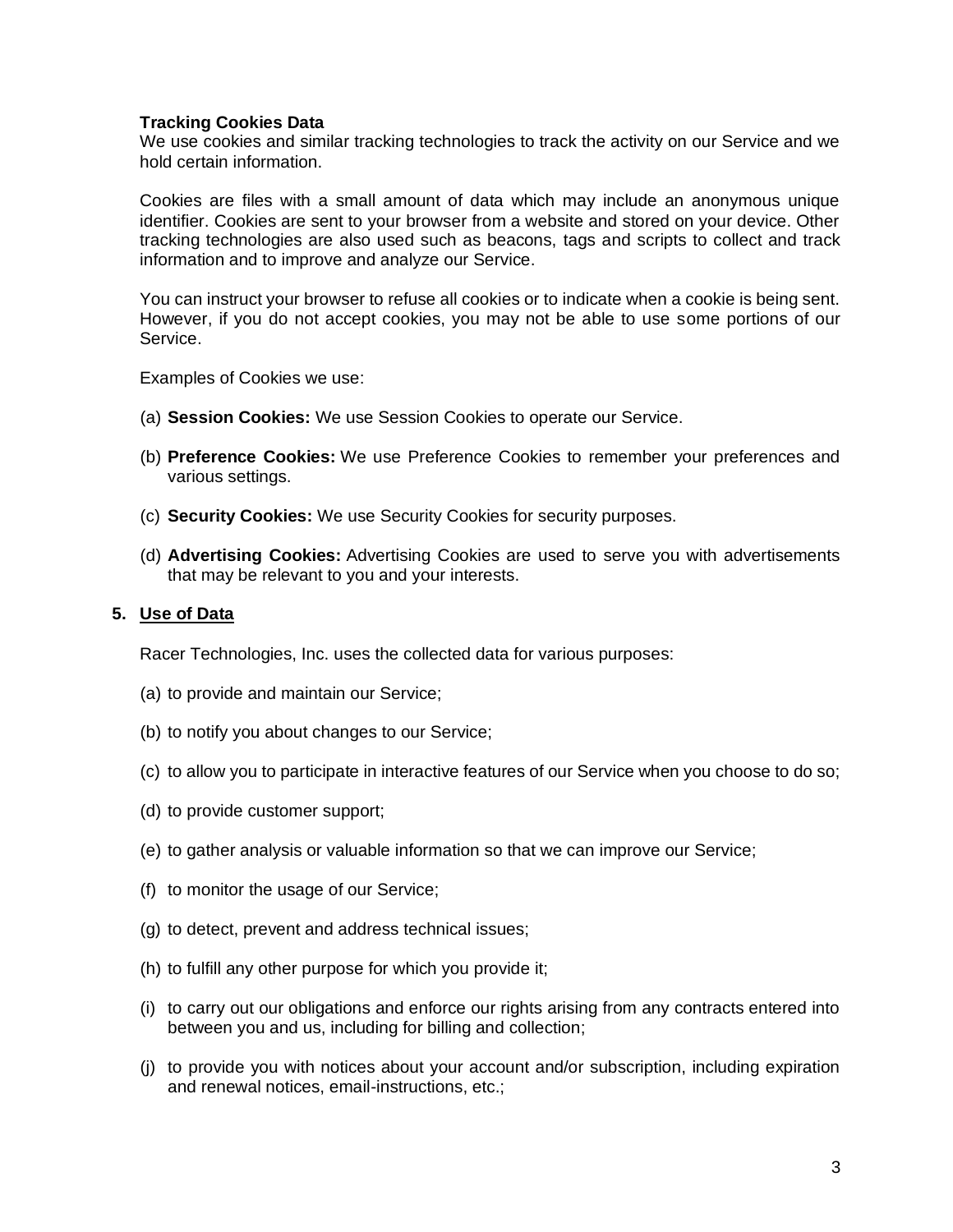**Tracking Cookies Data**

We use cookies and similar tracking technologies to track the activity on our Service and we hold certain information.

Cookies are files with a small amount of data which may include an anonymous unique identifier. Cookies are sent to your browser from a website and stored on your device. Other tracking technologies are also used such as beacons, tags and scripts to collect and track information and to improve and analyze our Service.

You can instruct your browser to refuse all cookies or to indicate when a cookie is being sent. However, if you do not accept cookies, you may not be able to use some portions of our Service.

Examples of Cookies we use:

(a) **Session Cookies:** We use Session Cookies to operate our Service.

(b) **Preference Cookies:** We use Preference Cookies to remember your preferences and various settings.

(c) **Security Cookies:** We use Security Cookies for security purposes.

(d) **Advertising Cookies:** Advertising Cookies are used to serve you with advertisements that may be relevant to you and your interests.

## 5. Use of Data

Racer Technologies, Inc. uses the collected data for various purposes:

(a) to provide and maintain our Service;

(b) to notify you about changes to our Service;

(c) to allow you to participate in interactive features of our Service when you choose to do so;

(d) to provide customer support;

(e) to gather analysis or valuable information so that we can improve our Service;

(f) to monitor the usage of our Service;

(g) to detect, prevent and address technical issues;

(h) to fulfill any other purpose for which you provide it;

(i) to carry out our obligations and enforce our rights arising from any contracts entered into between you and us, including for billing and collection;

(j) to provide you with notices about your account and/or subscription, including expiration and renewal notices, email-instructions, etc.;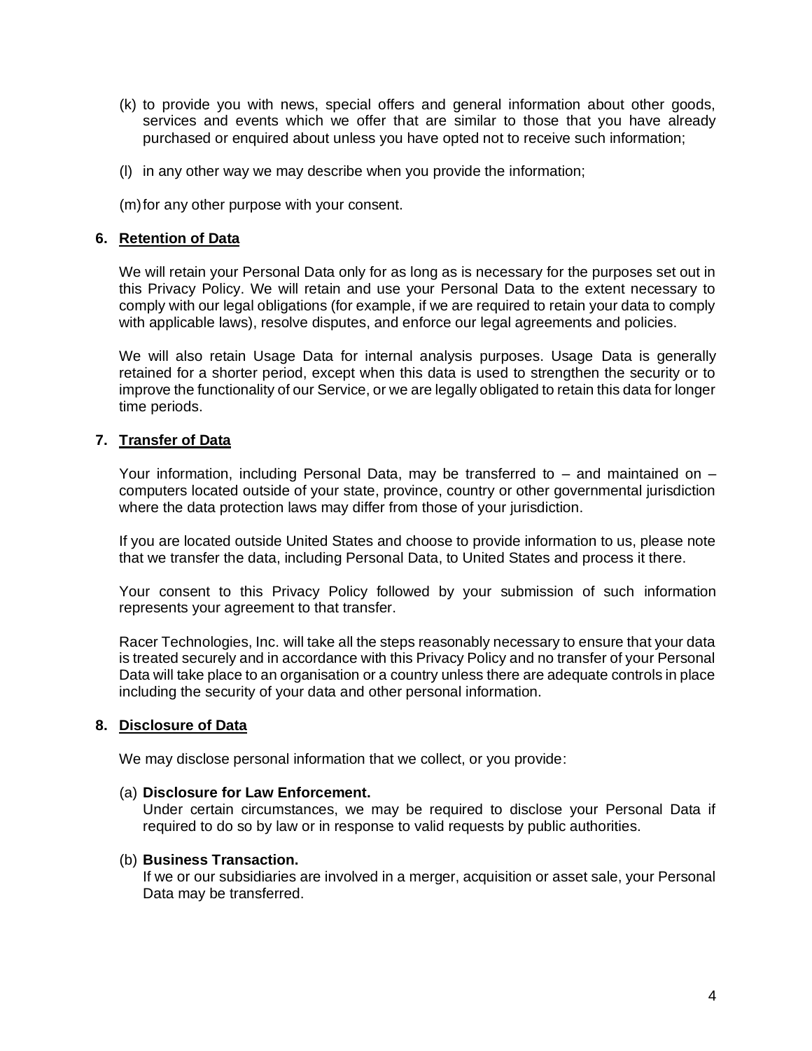(k) to provide you with news, special offers and general information about other goods, services and events which we offer that are similar to those that you have already purchased or enquired about unless you have opted not to receive such information;

(l) in any other way we may describe when you provide the information;

(m) for any other purpose with your consent.

## 6. Retention of Data

We will retain your Personal Data only for as long as is necessary for the purposes set out in this Privacy Policy. We will retain and use your Personal Data to the extent necessary to comply with our legal obligations (for example, if we are required to retain your data to comply with applicable laws), resolve disputes, and enforce our legal agreements and policies.

We will also retain Usage Data for internal analysis purposes. Usage Data is generally retained for a shorter period, except when this data is used to strengthen the security or to improve the functionality of our Service, or we are legally obligated to retain this data for longer time periods.

## 7. Transfer of Data

Your information, including Personal Data, may be transferred to – and maintained on – computers located outside of your state, province, country or other governmental jurisdiction where the data protection laws may differ from those of your jurisdiction.

If you are located outside United States and choose to provide information to us, please note that we transfer the data, including Personal Data, to United States and process it there.

Your consent to this Privacy Policy followed by your submission of such information represents your agreement to that transfer.

Racer Technologies, Inc. will take all the steps reasonably necessary to ensure that your data is treated securely and in accordance with this Privacy Policy and no transfer of your Personal Data will take place to an organisation or a country unless there are adequate controls in place including the security of your data and other personal information.

## 8. Disclosure of Data

We may disclose personal information that we collect, or you provide:

(a) **Disclosure for Law Enforcement.**
Under certain circumstances, we may be required to disclose your Personal Data if required to do so by law or in response to valid requests by public authorities.

(b) **Business Transaction.**
If we or our subsidiaries are involved in a merger, acquisition or asset sale, your Personal Data may be transferred.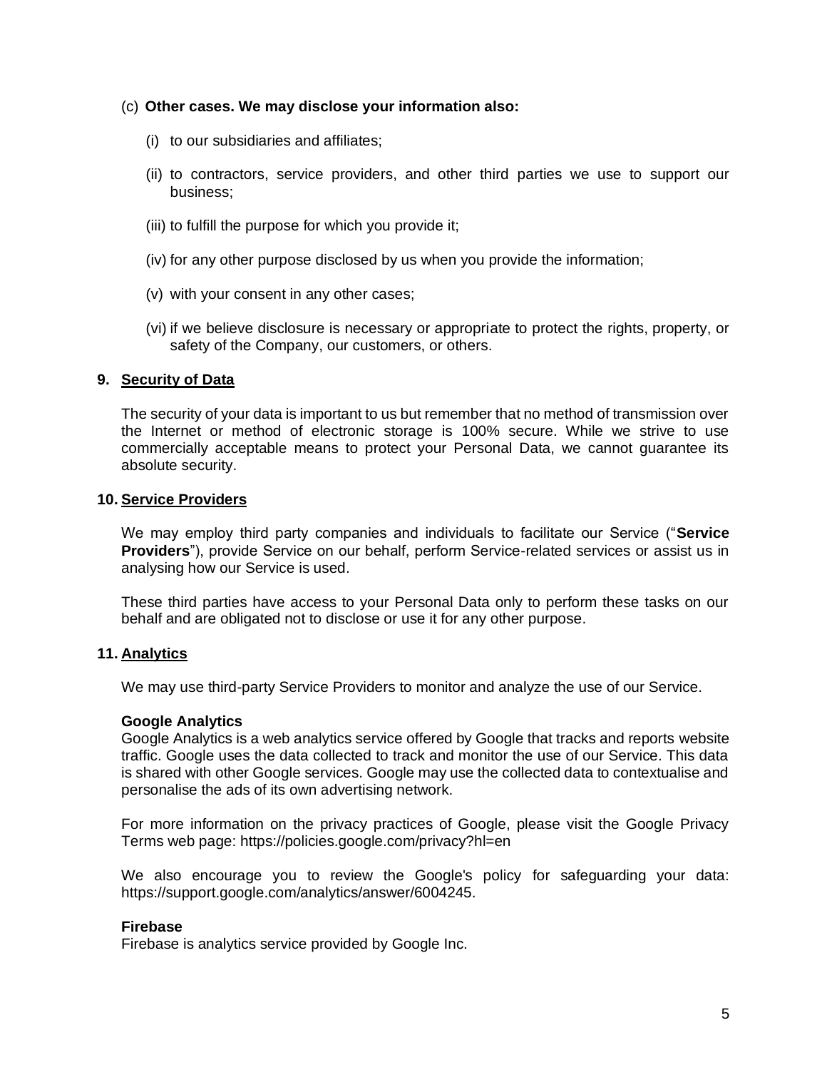(c) **Other cases. We may disclose your information also:**

(i) to our subsidiaries and affiliates;

(ii) to contractors, service providers, and other third parties we use to support our business;

(iii) to fulfill the purpose for which you provide it;

(iv) for any other purpose disclosed by us when you provide the information;

(v) with your consent in any other cases;

(vi) if we believe disclosure is necessary or appropriate to protect the rights, property, or safety of the Company, our customers, or others.

## 9. Security of Data

The security of your data is important to us but remember that no method of transmission over the Internet or method of electronic storage is 100% secure. While we strive to use commercially acceptable means to protect your Personal Data, we cannot guarantee its absolute security.

## 10. Service Providers

We may employ third party companies and individuals to facilitate our Service ("**Service Providers**"), provide Service on our behalf, perform Service-related services or assist us in analysing how our Service is used.

These third parties have access to your Personal Data only to perform these tasks on our behalf and are obligated not to disclose or use it for any other purpose.

## 11. Analytics

We may use third-party Service Providers to monitor and analyze the use of our Service.

**Google Analytics**
Google Analytics is a web analytics service offered by Google that tracks and reports website traffic. Google uses the data collected to track and monitor the use of our Service. This data is shared with other Google services. Google may use the collected data to contextualise and personalise the ads of its own advertising network.

For more information on the privacy practices of Google, please visit the Google Privacy Terms web page: https://policies.google.com/privacy?hl=en

We also encourage you to review the Google's policy for safeguarding your data: https://support.google.com/analytics/answer/6004245.

**Firebase**
Firebase is analytics service provided by Google Inc.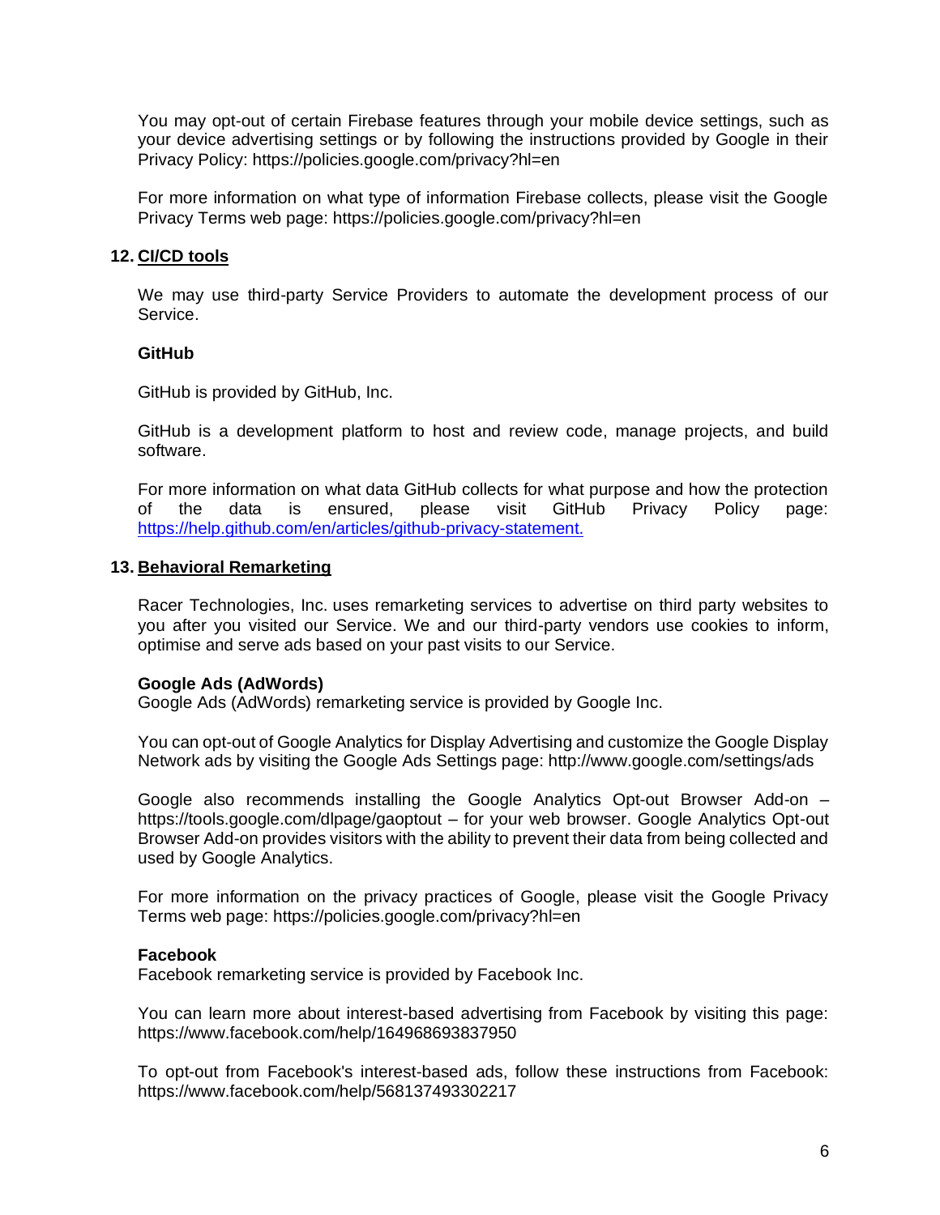You may opt-out of certain Firebase features through your mobile device settings, such as your device advertising settings or by following the instructions provided by Google in their Privacy Policy: https://policies.google.com/privacy?hl=en

For more information on what type of information Firebase collects, please visit the Google Privacy Terms web page: https://policies.google.com/privacy?hl=en

## 12. CI/CD tools

We may use third-party Service Providers to automate the development process of our Service.

**GitHub**

GitHub is provided by GitHub, Inc.

GitHub is a development platform to host and review code, manage projects, and build software.

For more information on what data GitHub collects for what purpose and how the protection of the data is ensured, please visit GitHub Privacy Policy page: https://help.github.com/en/articles/github-privacy-statement.

## 13. Behavioral Remarketing

Racer Technologies, Inc. uses remarketing services to advertise on third party websites to you after you visited our Service. We and our third-party vendors use cookies to inform, optimise and serve ads based on your past visits to our Service.

**Google Ads (AdWords)**
Google Ads (AdWords) remarketing service is provided by Google Inc.

You can opt-out of Google Analytics for Display Advertising and customize the Google Display Network ads by visiting the Google Ads Settings page: http://www.google.com/settings/ads

Google also recommends installing the Google Analytics Opt-out Browser Add-on – https://tools.google.com/dlpage/gaoptout – for your web browser. Google Analytics Opt-out Browser Add-on provides visitors with the ability to prevent their data from being collected and used by Google Analytics.

For more information on the privacy practices of Google, please visit the Google Privacy Terms web page: https://policies.google.com/privacy?hl=en

**Facebook**
Facebook remarketing service is provided by Facebook Inc.

You can learn more about interest-based advertising from Facebook by visiting this page: https://www.facebook.com/help/164968693837950

To opt-out from Facebook's interest-based ads, follow these instructions from Facebook: https://www.facebook.com/help/568137493302217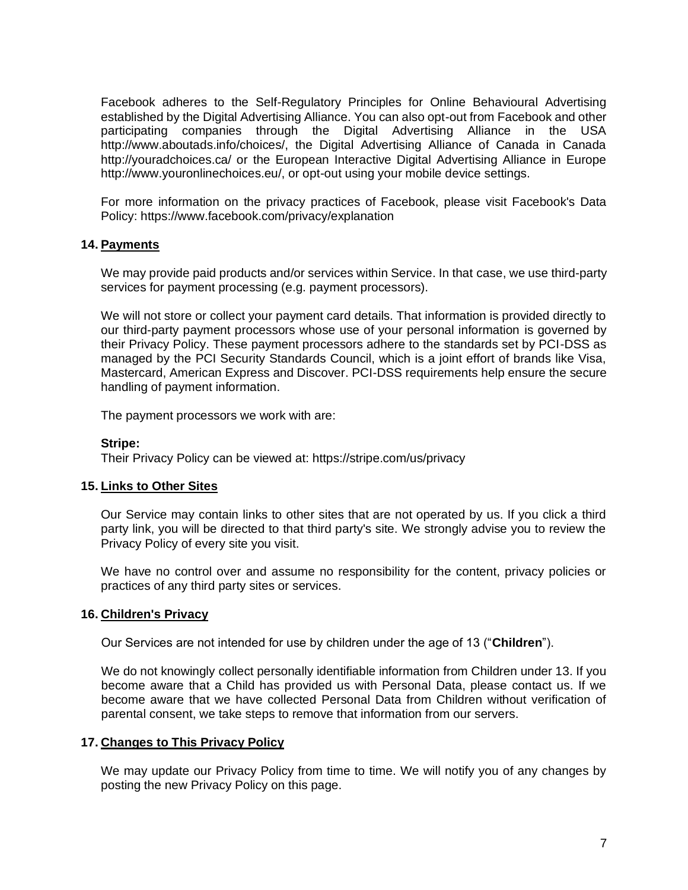Facebook adheres to the Self-Regulatory Principles for Online Behavioural Advertising established by the Digital Advertising Alliance. You can also opt-out from Facebook and other participating companies through the Digital Advertising Alliance in the USA http://www.aboutads.info/choices/, the Digital Advertising Alliance of Canada in Canada http://youradchoices.ca/ or the European Interactive Digital Advertising Alliance in Europe http://www.youronlinechoices.eu/, or opt-out using your mobile device settings.

For more information on the privacy practices of Facebook, please visit Facebook's Data Policy: https://www.facebook.com/privacy/explanation

## 14. Payments

We may provide paid products and/or services within Service. In that case, we use third-party services for payment processing (e.g. payment processors).

We will not store or collect your payment card details. That information is provided directly to our third-party payment processors whose use of your personal information is governed by their Privacy Policy. These payment processors adhere to the standards set by PCI-DSS as managed by the PCI Security Standards Council, which is a joint effort of brands like Visa, Mastercard, American Express and Discover. PCI-DSS requirements help ensure the secure handling of payment information.

The payment processors we work with are:

**Stripe:**
Their Privacy Policy can be viewed at: https://stripe.com/us/privacy

## 15. Links to Other Sites

Our Service may contain links to other sites that are not operated by us. If you click a third party link, you will be directed to that third party's site. We strongly advise you to review the Privacy Policy of every site you visit.

We have no control over and assume no responsibility for the content, privacy policies or practices of any third party sites or services.

## 16. Children's Privacy

Our Services are not intended for use by children under the age of 13 ("**Children**").

We do not knowingly collect personally identifiable information from Children under 13. If you become aware that a Child has provided us with Personal Data, please contact us. If we become aware that we have collected Personal Data from Children without verification of parental consent, we take steps to remove that information from our servers.

## 17. Changes to This Privacy Policy

We may update our Privacy Policy from time to time. We will notify you of any changes by posting the new Privacy Policy on this page.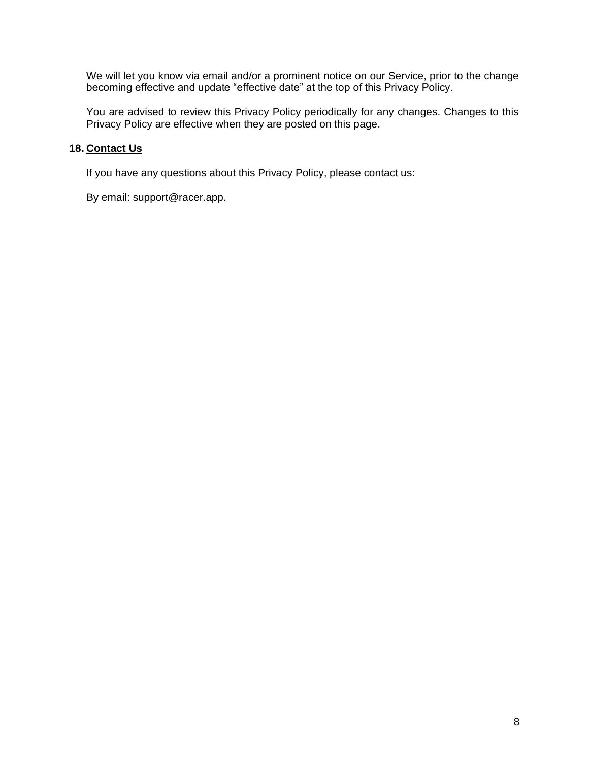We will let you know via email and/or a prominent notice on our Service, prior to the change becoming effective and update "effective date" at the top of this Privacy Policy.

You are advised to review this Privacy Policy periodically for any changes. Changes to this Privacy Policy are effective when they are posted on this page.

## 18. Contact Us

If you have any questions about this Privacy Policy, please contact us:

By email: support@racer.app.